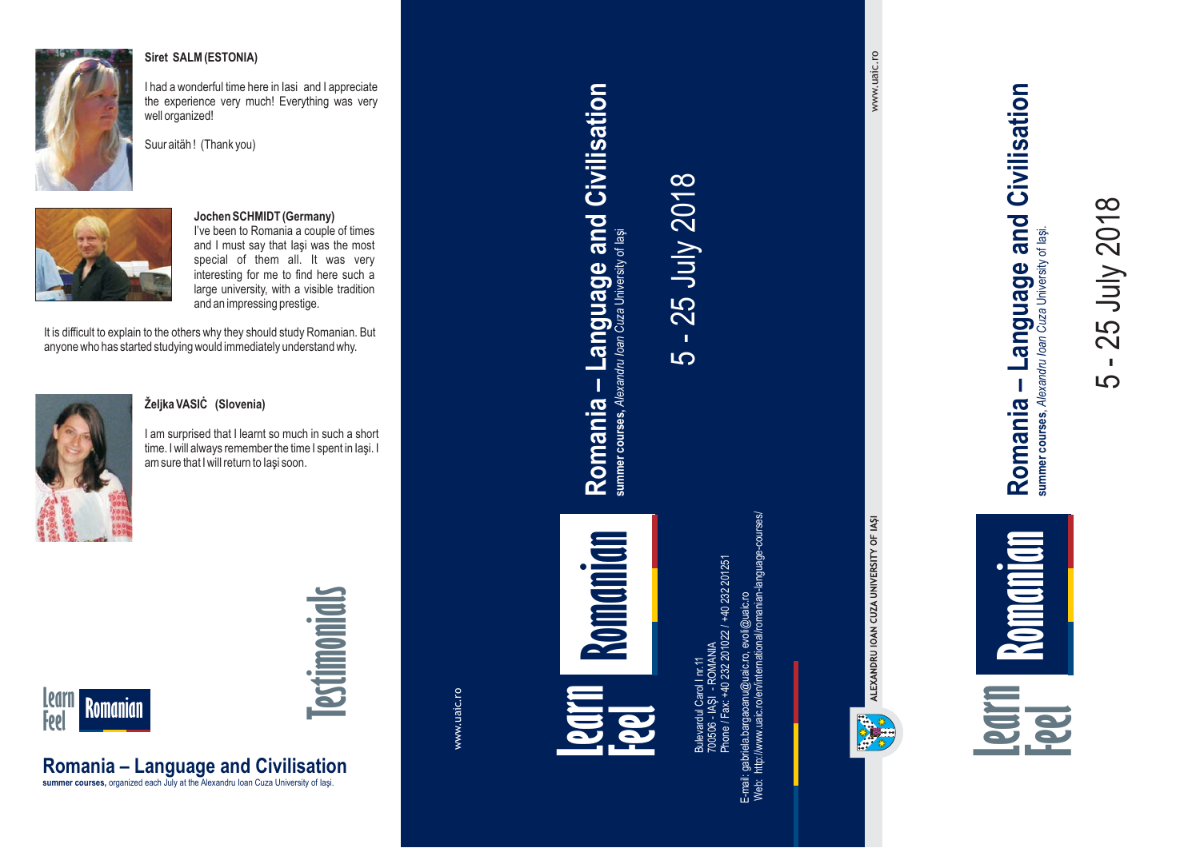**Siret SALM (ESTONIA)**

I had a wonderful time here in Iasi and I appreciate the experience very much! Everything was very well organized!

Suur aitäh! (Thank you)

**Jochen SCHMIDT (Germany)**

I've been to Romania a couple of times and I must say that Iaşi was the most special of them all. It was very interesting for me to find here such a large university, with a visible tradition and an impressing prestige.

It is difficult to explain to the others why they should study Romanian. But anyone who has started studying would immediately understand why.

**Željka VASIĊ (Slovenia)**

I am surprised that I learnt so much in such a short time. I will always remember the time I spent in Iaşi. I am sure that I will return to Iaşi soon.

# Testimonials

Learn Feel Romanian

## Romania – Language and Civilisation

**summer courses,** organized each July at the Alexandru Ioan Cuza University of Iaşi.

www.uaic.ro

---

Learn Feel Romanian

## Romania – Language and Civilisation

**summer courses**, *Alexandru Ioan Cuza* University of Iaşi

5 - 25 July 2018

Bulevardul Carol I nr.11
700506 - IAŞI - ROMANIA
Phone / Fax: +40 232 201022 / +40 232 201251
E-mail: gabriela.bargaoanu@uaic.ro, evoli@uaic.ro
Web: http://www.uaic.ro/en/international/romanian-language-courses/

www.uaic.ro

ALEXANDRU IOAN CUZA UNIVERSITY OF IAŞI

---

Learn Feel Romanian

## Romania – Language and Civilisation

**summer courses**, *Alexandru Ioan Cuza* University of Iaşi.

5 - 25 July 2018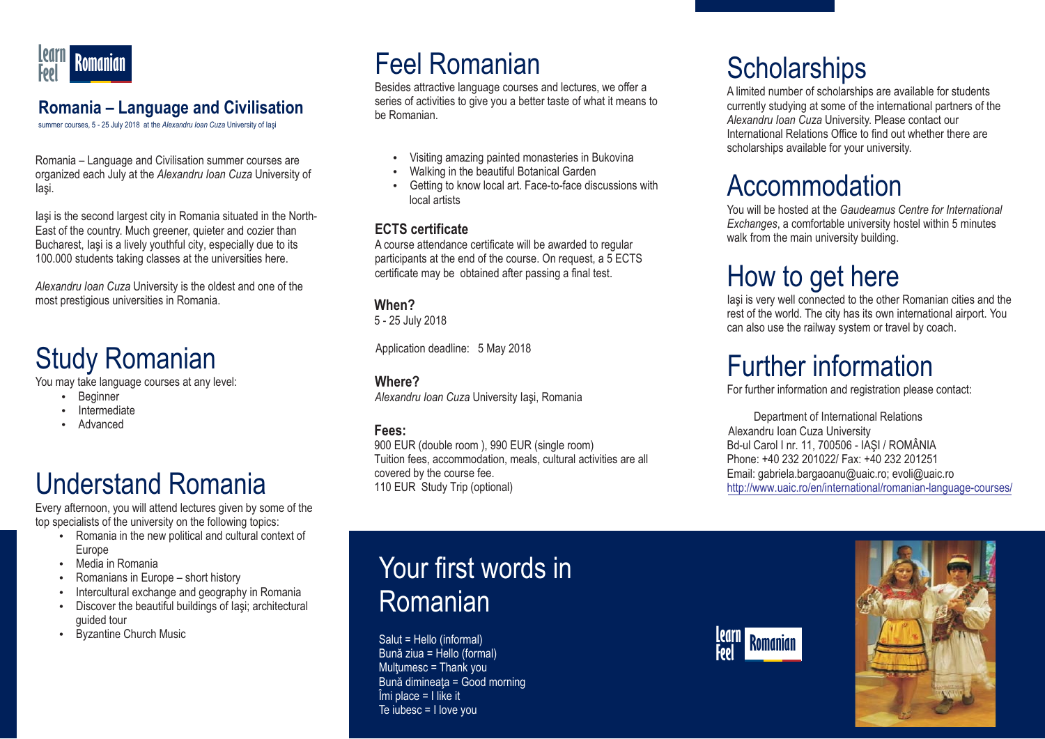Learn Feel Romanian

## Romania – Language and Civilisation

summer courses, 5 - 25 July 2018 at the *Alexandru Ioan Cuza* University of Iaşi

Romania – Language and Civilisation summer courses are organized each July at the *Alexandru Ioan Cuza* University of Iaşi.

Iaşi is the second largest city in Romania situated in the North-East of the country. Much greener, quieter and cozier than Bucharest, Iaşi is a lively youthful city, especially due to its 100.000 students taking classes at the universities here.

*Alexandru Ioan Cuza* University is the oldest and one of the most prestigious universities in Romania.

# Study Romanian

You may take language courses at any level:

- Beginner
- Intermediate
- Advanced

# Understand Romania

Every afternoon, you will attend lectures given by some of the top specialists of the university on the following topics:

- Romania in the new political and cultural context of Europe
- Media in Romania
- Romanians in Europe – short history
- Intercultural exchange and geography in Romania
- Discover the beautiful buildings of Iaşi; architectural guided tour
- Byzantine Church Music

# Feel Romanian

Besides attractive language courses and lectures, we offer a series of activities to give you a better taste of what it means to be Romanian.

- Visiting amazing painted monasteries in Bukovina
- Walking in the beautiful Botanical Garden
- Getting to know local art. Face-to-face discussions with local artists

### ECTS certificate

A course attendance certificate will be awarded to regular participants at the end of the course. On request, a 5 ECTS certificate may be obtained after passing a final test.

### When?

5 - 25 July 2018

Application deadline: 5 May 2018

### Where?

*Alexandru Ioan Cuza* University Iaşi, Romania

### Fees:

900 EUR (double room ), 990 EUR (single room)
Tuition fees, accommodation, meals, cultural activities are all covered by the course fee.
110 EUR Study Trip (optional)

# Scholarships

A limited number of scholarships are available for students currently studying at some of the international partners of the *Alexandru Ioan Cuza* University. Please contact our International Relations Office to find out whether there are scholarships available for your university.

# Accommodation

You will be hosted at the *Gaudeamus Centre for International Exchanges*, a comfortable university hostel within 5 minutes walk from the main university building.

# How to get here

Iaşi is very well connected to the other Romanian cities and the rest of the world. The city has its own international airport. You can also use the railway system or travel by coach.

# Further information

For further information and registration please contact:

Department of International Relations
Alexandru Ioan Cuza University
Bd-ul Carol I nr. 11, 700506 - IAŞI / ROMÂNIA
Phone: +40 232 201022/ Fax: +40 232 201251
Email: gabriela.bargaoanu@uaic.ro; evoli@uaic.ro
http://www.uaic.ro/en/international/romanian-language-courses/

# Your first words in Romanian

Salut = Hello (informal)
Bună ziua = Hello (formal)
Mulţumesc = Thank you
Bună dimineaţa = Good morning
Îmi place = I like it
Te iubesc = I love you

Learn Feel Romanian